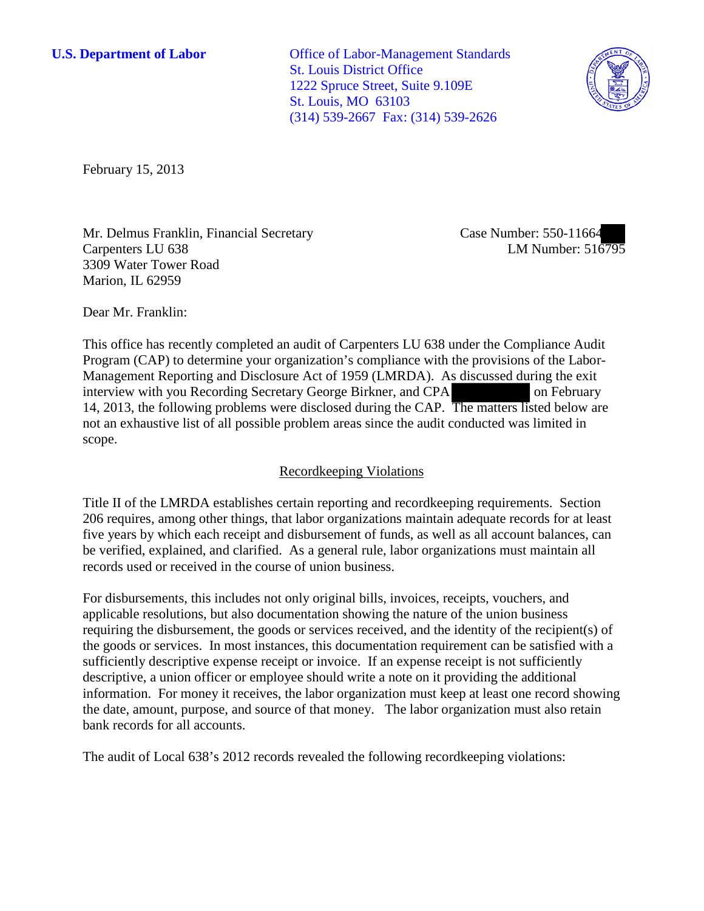**U.S. Department of Labor**

Office of Labor-Management Standards
St. Louis District Office
1222 Spruce Street, Suite 9.109E
St. Louis, MO 63103
(314) 539-2667 Fax: (314) 539-2626

February 15, 2013

Mr. Delmus Franklin, Financial Secretary
Carpenters LU 638
3309 Water Tower Road
Marion, IL 62959

Case Number: 550-11664
LM Number: 516795

Dear Mr. Franklin:

This office has recently completed an audit of Carpenters LU 638 under the Compliance Audit Program (CAP) to determine your organization's compliance with the provisions of the Labor-Management Reporting and Disclosure Act of 1959 (LMRDA). As discussed during the exit interview with you Recording Secretary George Birkner, and CPA on February 14, 2013, the following problems were disclosed during the CAP. The matters listed below are not an exhaustive list of all possible problem areas since the audit conducted was limited in scope.

## Recordkeeping Violations

Title II of the LMRDA establishes certain reporting and recordkeeping requirements. Section 206 requires, among other things, that labor organizations maintain adequate records for at least five years by which each receipt and disbursement of funds, as well as all account balances, can be verified, explained, and clarified. As a general rule, labor organizations must maintain all records used or received in the course of union business.

For disbursements, this includes not only original bills, invoices, receipts, vouchers, and applicable resolutions, but also documentation showing the nature of the union business requiring the disbursement, the goods or services received, and the identity of the recipient(s) of the goods or services. In most instances, this documentation requirement can be satisfied with a sufficiently descriptive expense receipt or invoice. If an expense receipt is not sufficiently descriptive, a union officer or employee should write a note on it providing the additional information. For money it receives, the labor organization must keep at least one record showing the date, amount, purpose, and source of that money. The labor organization must also retain bank records for all accounts.

The audit of Local 638's 2012 records revealed the following recordkeeping violations: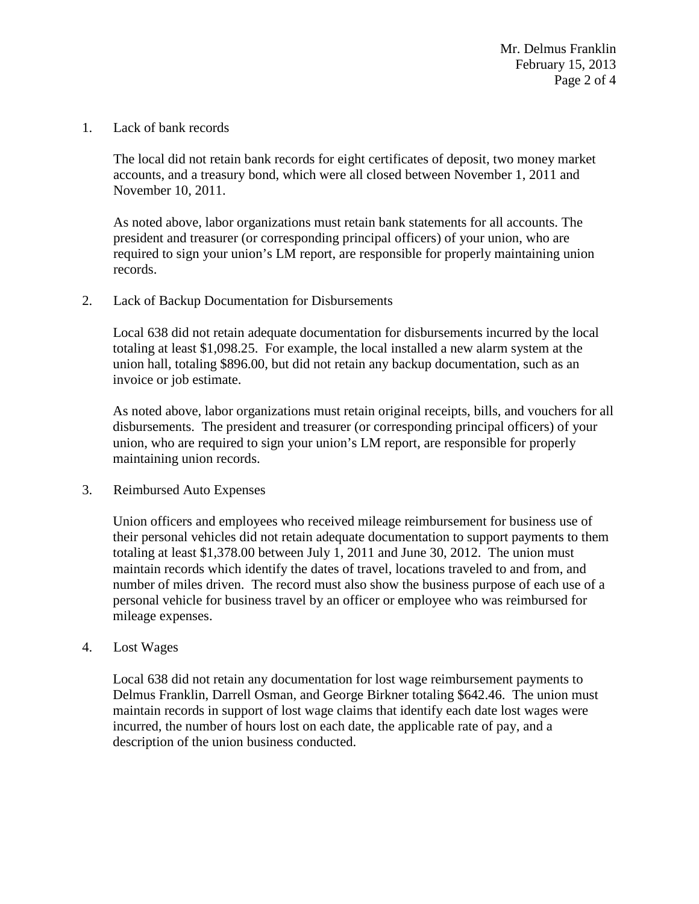1. Lack of bank records

   The local did not retain bank records for eight certificates of deposit, two money market accounts, and a treasury bond, which were all closed between November 1, 2011 and November 10, 2011.

   As noted above, labor organizations must retain bank statements for all accounts. The president and treasurer (or corresponding principal officers) of your union, who are required to sign your union's LM report, are responsible for properly maintaining union records.

2. Lack of Backup Documentation for Disbursements

   Local 638 did not retain adequate documentation for disbursements incurred by the local totaling at least $1,098.25. For example, the local installed a new alarm system at the union hall, totaling $896.00, but did not retain any backup documentation, such as an invoice or job estimate.

   As noted above, labor organizations must retain original receipts, bills, and vouchers for all disbursements. The president and treasurer (or corresponding principal officers) of your union, who are required to sign your union's LM report, are responsible for properly maintaining union records.

3. Reimbursed Auto Expenses

   Union officers and employees who received mileage reimbursement for business use of their personal vehicles did not retain adequate documentation to support payments to them totaling at least $1,378.00 between July 1, 2011 and June 30, 2012. The union must maintain records which identify the dates of travel, locations traveled to and from, and number of miles driven. The record must also show the business purpose of each use of a personal vehicle for business travel by an officer or employee who was reimbursed for mileage expenses.

4. Lost Wages

   Local 638 did not retain any documentation for lost wage reimbursement payments to Delmus Franklin, Darrell Osman, and George Birkner totaling $642.46. The union must maintain records in support of lost wage claims that identify each date lost wages were incurred, the number of hours lost on each date, the applicable rate of pay, and a description of the union business conducted.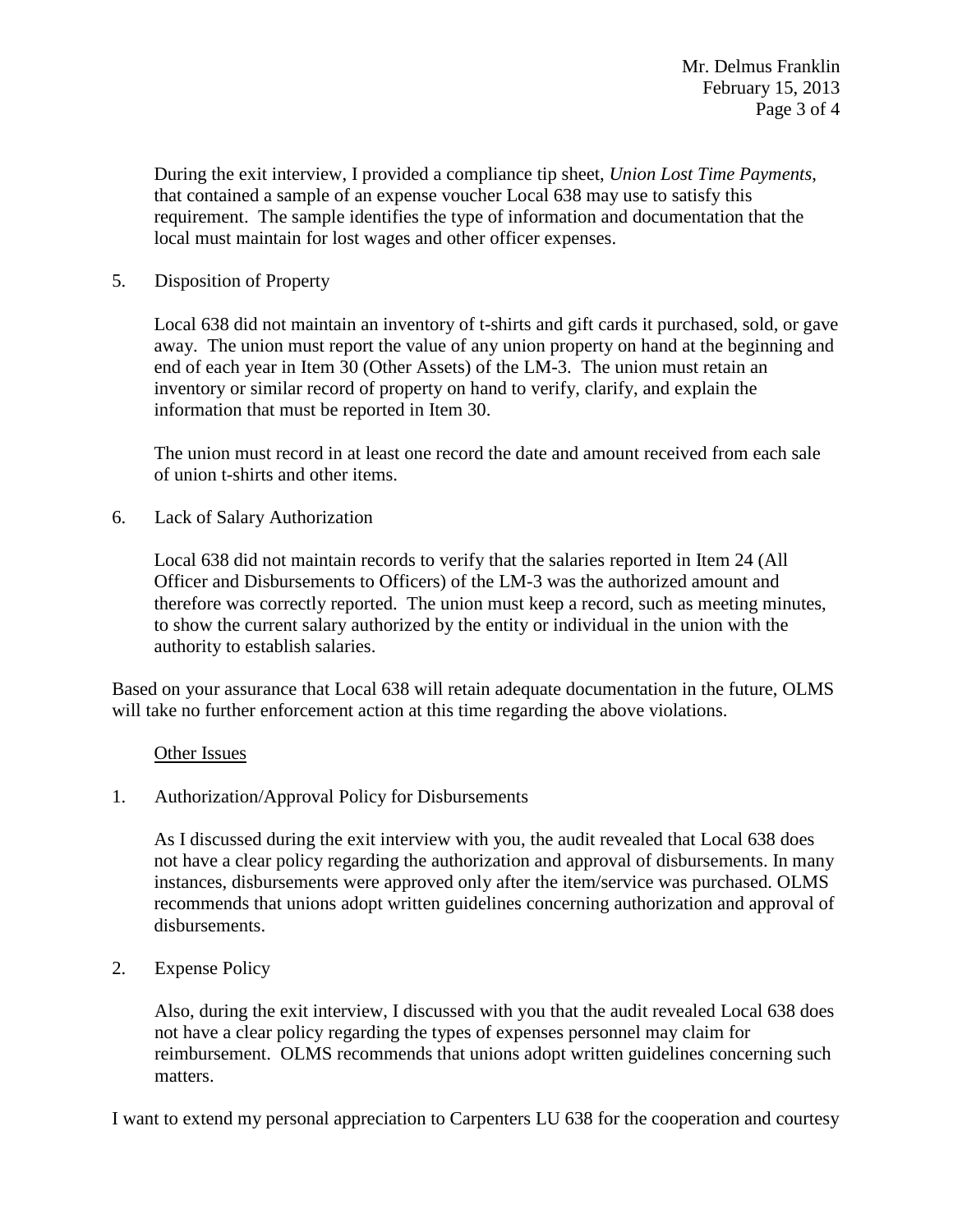During the exit interview, I provided a compliance tip sheet, *Union Lost Time Payments*, that contained a sample of an expense voucher Local 638 may use to satisfy this requirement. The sample identifies the type of information and documentation that the local must maintain for lost wages and other officer expenses.

5. Disposition of Property

   Local 638 did not maintain an inventory of t-shirts and gift cards it purchased, sold, or gave away. The union must report the value of any union property on hand at the beginning and end of each year in Item 30 (Other Assets) of the LM-3. The union must retain an inventory or similar record of property on hand to verify, clarify, and explain the information that must be reported in Item 30.

   The union must record in at least one record the date and amount received from each sale of union t-shirts and other items.

6. Lack of Salary Authorization

   Local 638 did not maintain records to verify that the salaries reported in Item 24 (All Officer and Disbursements to Officers) of the LM-3 was the authorized amount and therefore was correctly reported. The union must keep a record, such as meeting minutes, to show the current salary authorized by the entity or individual in the union with the authority to establish salaries.

Based on your assurance that Local 638 will retain adequate documentation in the future, OLMS will take no further enforcement action at this time regarding the above violations.

Other Issues

1. Authorization/Approval Policy for Disbursements

   As I discussed during the exit interview with you, the audit revealed that Local 638 does not have a clear policy regarding the authorization and approval of disbursements. In many instances, disbursements were approved only after the item/service was purchased. OLMS recommends that unions adopt written guidelines concerning authorization and approval of disbursements.

2. Expense Policy

   Also, during the exit interview, I discussed with you that the audit revealed Local 638 does not have a clear policy regarding the types of expenses personnel may claim for reimbursement. OLMS recommends that unions adopt written guidelines concerning such matters.

I want to extend my personal appreciation to Carpenters LU 638 for the cooperation and courtesy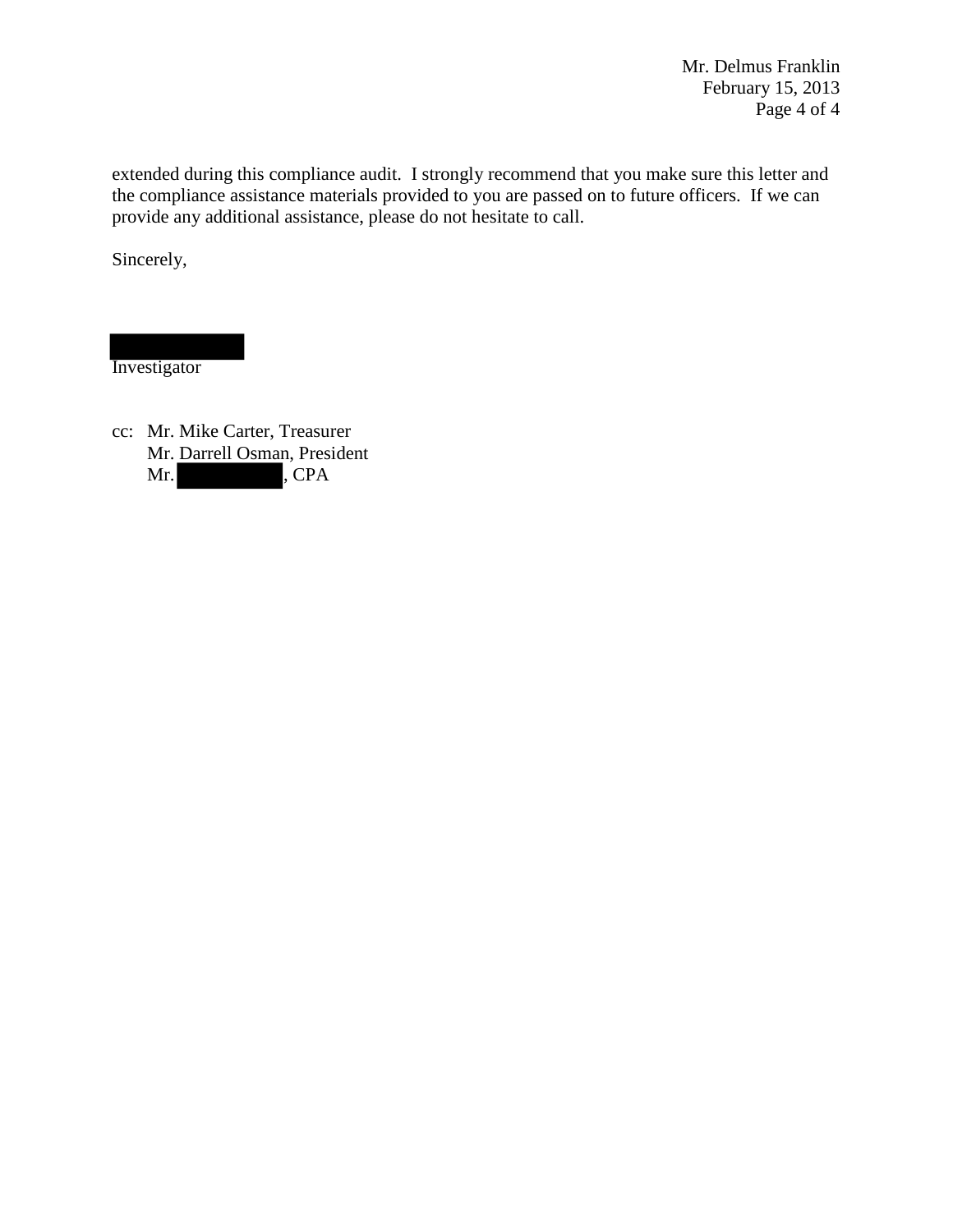extended during this compliance audit. I strongly recommend that you make sure this letter and the compliance assistance materials provided to you are passed on to future officers. If we can provide any additional assistance, please do not hesitate to call.

Sincerely,

Investigator

cc: Mr. Mike Carter, Treasurer
 Mr. Darrell Osman, President
 Mr. , CPA